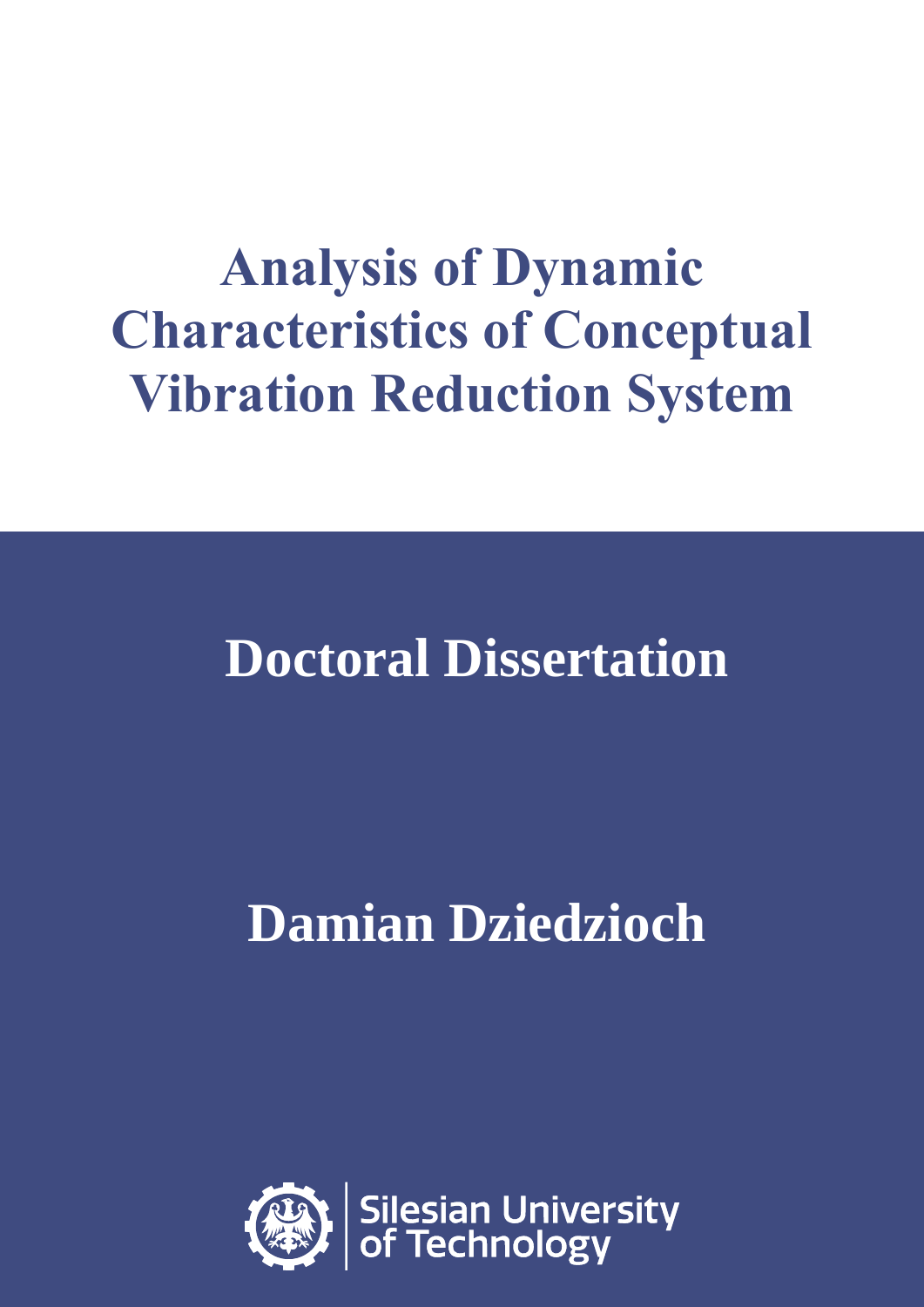# Analysis of Dynamic Characteristics of Conceptual Vibration Reduction System

## Doctoral Dissertation

## Damian Dziedzioch

Silesian University of Technology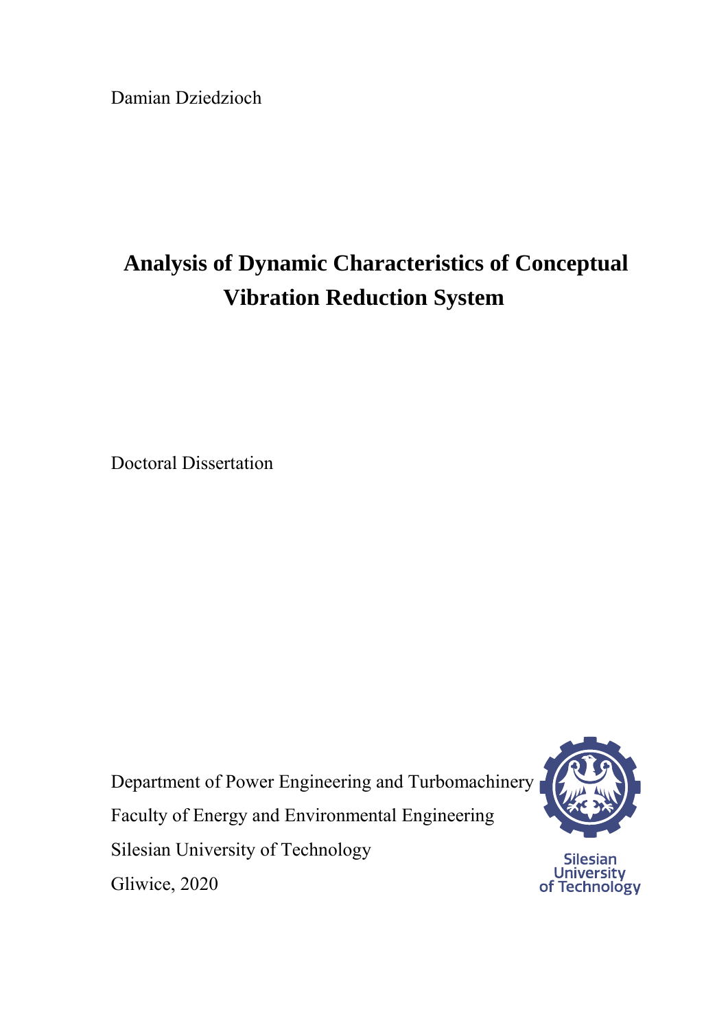Damian Dziedzioch

# Analysis of Dynamic Characteristics of Conceptual Vibration Reduction System

Doctoral Dissertation

Department of Power Engineering and Turbomachinery

Faculty of Energy and Environmental Engineering

Silesian University of Technology

Gliwice, 2020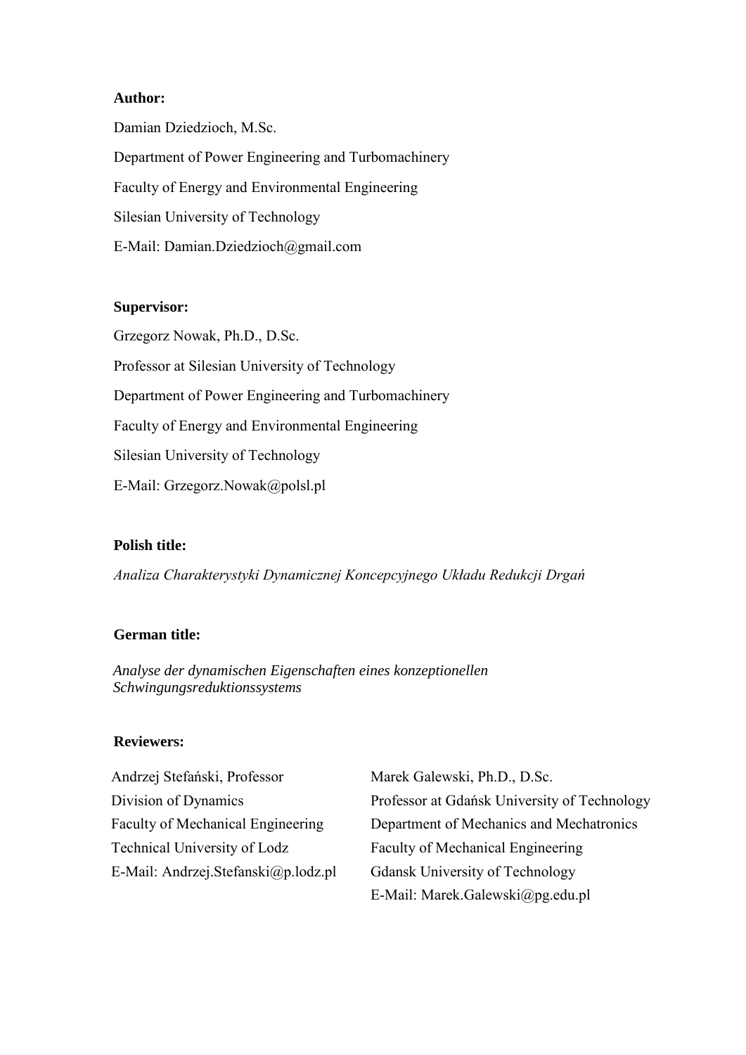**Author:**

Damian Dziedzioch, M.Sc.

Department of Power Engineering and Turbomachinery

Faculty of Energy and Environmental Engineering

Silesian University of Technology

E-Mail: Damian.Dziedzioch@gmail.com

**Supervisor:**

Grzegorz Nowak, Ph.D., D.Sc.

Professor at Silesian University of Technology

Department of Power Engineering and Turbomachinery

Faculty of Energy and Environmental Engineering

Silesian University of Technology

E-Mail: Grzegorz.Nowak@polsl.pl

**Polish title:**

*Analiza Charakterystyki Dynamicznej Koncepcyjnego Układu Redukcji Drgań*

**German title:**

*Analyse der dynamischen Eigenschaften eines konzeptionellen Schwingungsreduktionssystems*

**Reviewers:**

Andrzej Stefański, Professor
Division of Dynamics
Faculty of Mechanical Engineering
Technical University of Lodz
E-Mail: Andrzej.Stefanski@p.lodz.pl

Marek Galewski, Ph.D., D.Sc.
Professor at Gdańsk University of Technology
Department of Mechanics and Mechatronics
Faculty of Mechanical Engineering
Gdansk University of Technology
E-Mail: Marek.Galewski@pg.edu.pl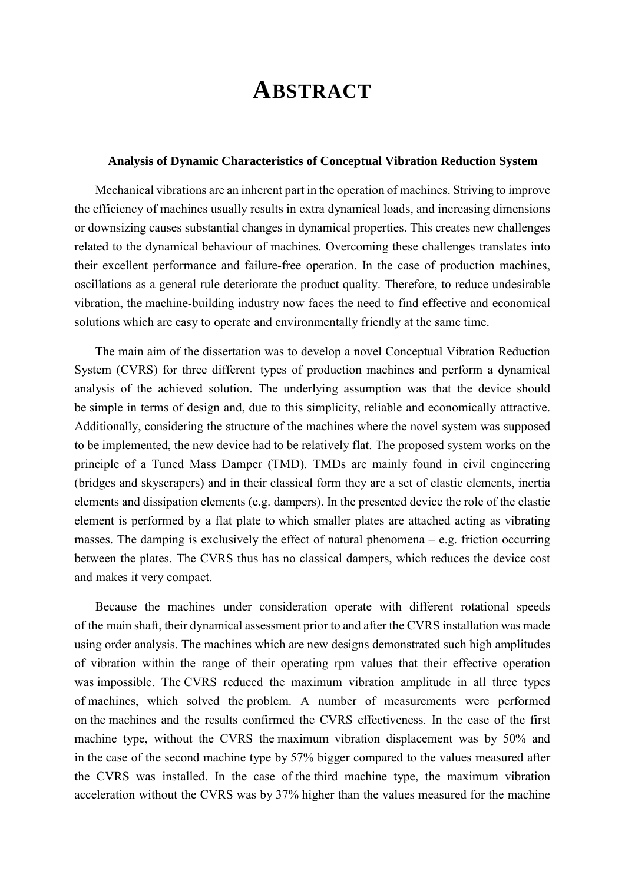# ABSTRACT

### Analysis of Dynamic Characteristics of Conceptual Vibration Reduction System

Mechanical vibrations are an inherent part in the operation of machines. Striving to improve the efficiency of machines usually results in extra dynamical loads, and increasing dimensions or downsizing causes substantial changes in dynamical properties. This creates new challenges related to the dynamical behaviour of machines. Overcoming these challenges translates into their excellent performance and failure-free operation. In the case of production machines, oscillations as a general rule deteriorate the product quality. Therefore, to reduce undesirable vibration, the machine-building industry now faces the need to find effective and economical solutions which are easy to operate and environmentally friendly at the same time.

The main aim of the dissertation was to develop a novel Conceptual Vibration Reduction System (CVRS) for three different types of production machines and perform a dynamical analysis of the achieved solution. The underlying assumption was that the device should be simple in terms of design and, due to this simplicity, reliable and economically attractive. Additionally, considering the structure of the machines where the novel system was supposed to be implemented, the new device had to be relatively flat. The proposed system works on the principle of a Tuned Mass Damper (TMD). TMDs are mainly found in civil engineering (bridges and skyscrapers) and in their classical form they are a set of elastic elements, inertia elements and dissipation elements (e.g. dampers). In the presented device the role of the elastic element is performed by a flat plate to which smaller plates are attached acting as vibrating masses. The damping is exclusively the effect of natural phenomena – e.g. friction occurring between the plates. The CVRS thus has no classical dampers, which reduces the device cost and makes it very compact.

Because the machines under consideration operate with different rotational speeds of the main shaft, their dynamical assessment prior to and after the CVRS installation was made using order analysis. The machines which are new designs demonstrated such high amplitudes of vibration within the range of their operating rpm values that their effective operation was impossible. The CVRS reduced the maximum vibration amplitude in all three types of machines, which solved the problem. A number of measurements were performed on the machines and the results confirmed the CVRS effectiveness. In the case of the first machine type, without the CVRS the maximum vibration displacement was by 50% and in the case of the second machine type by 57% bigger compared to the values measured after the CVRS was installed. In the case of the third machine type, the maximum vibration acceleration without the CVRS was by 37% higher than the values measured for the machine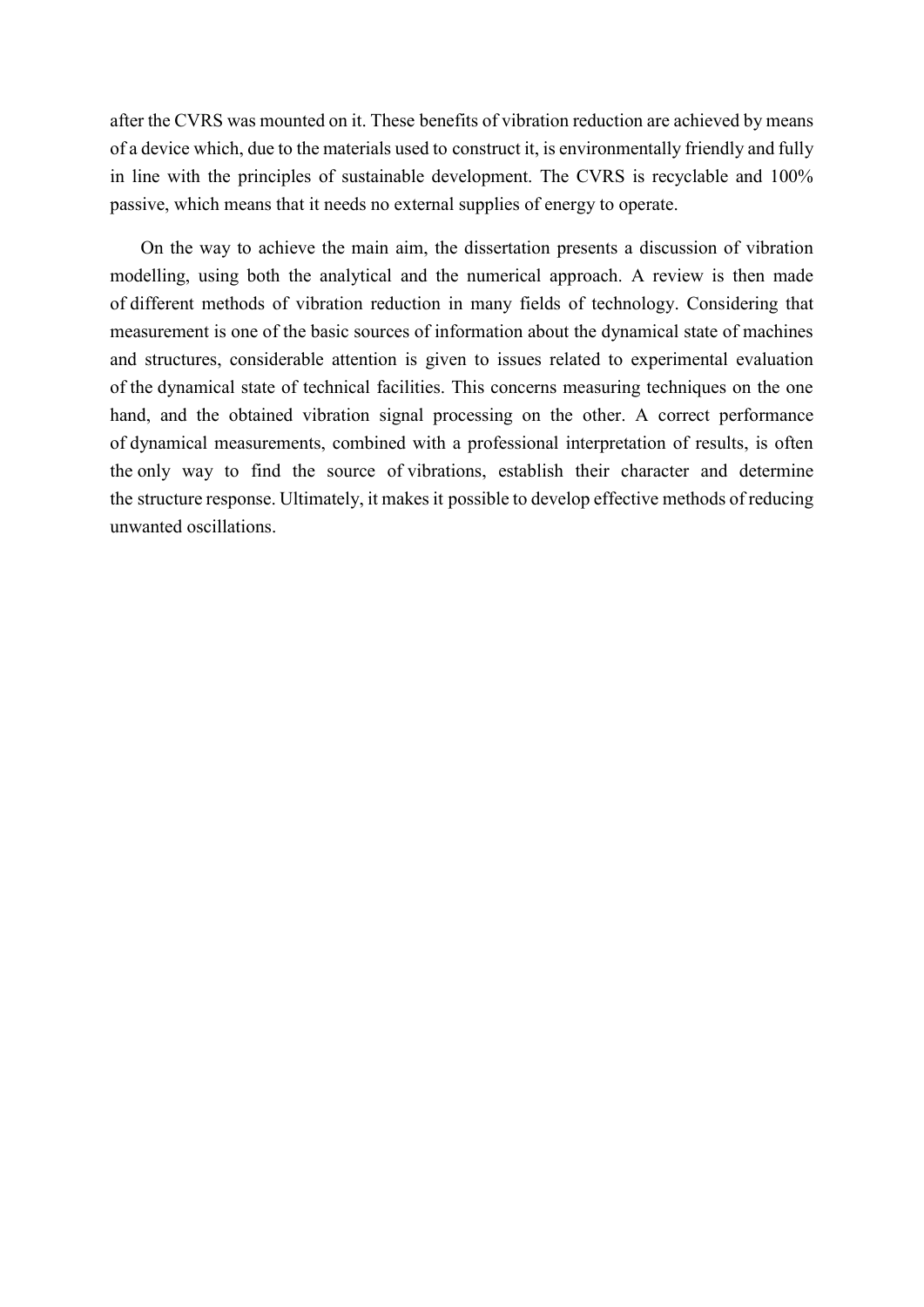after the CVRS was mounted on it. These benefits of vibration reduction are achieved by means of a device which, due to the materials used to construct it, is environmentally friendly and fully in line with the principles of sustainable development. The CVRS is recyclable and 100% passive, which means that it needs no external supplies of energy to operate.

On the way to achieve the main aim, the dissertation presents a discussion of vibration modelling, using both the analytical and the numerical approach. A review is then made of different methods of vibration reduction in many fields of technology. Considering that measurement is one of the basic sources of information about the dynamical state of machines and structures, considerable attention is given to issues related to experimental evaluation of the dynamical state of technical facilities. This concerns measuring techniques on the one hand, and the obtained vibration signal processing on the other. A correct performance of dynamical measurements, combined with a professional interpretation of results, is often the only way to find the source of vibrations, establish their character and determine the structure response. Ultimately, it makes it possible to develop effective methods of reducing unwanted oscillations.